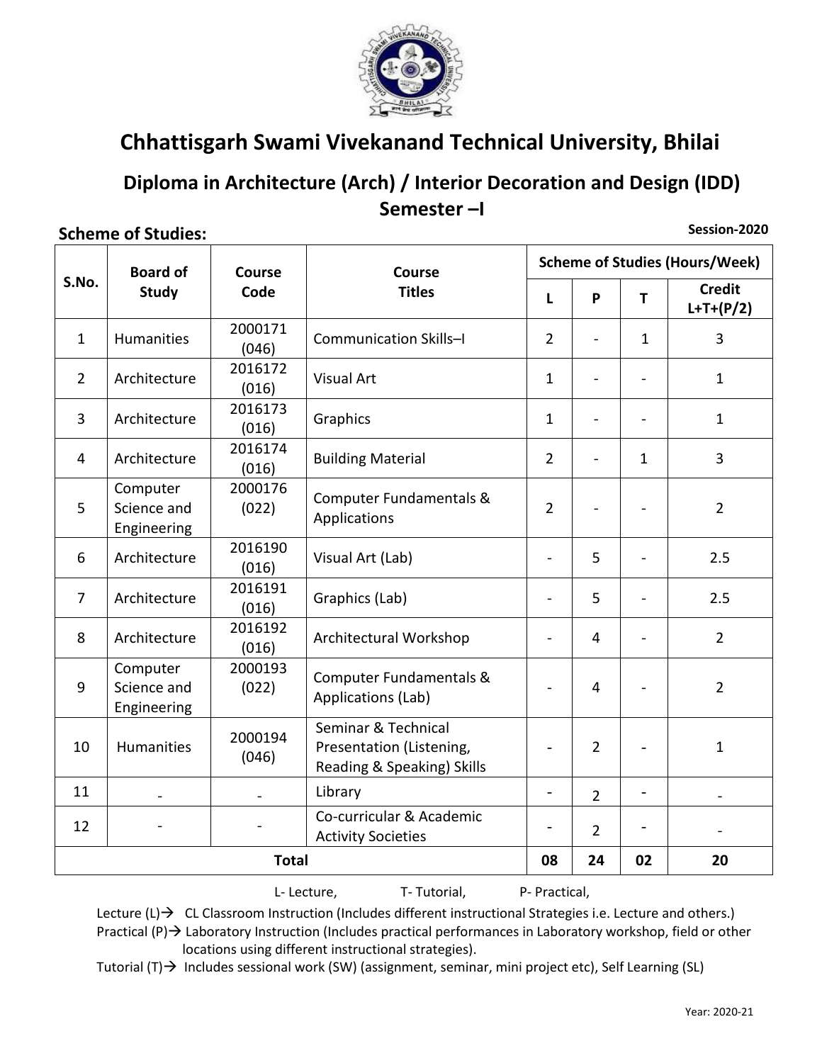# Chhattisgarh Swami Vivekanand Technical University, Bhilai

## Diploma in Architecture (Arch) / Interior Decoration and Design (IDD)
## Semester –I

**Scheme of Studies:** **Session-2020**

| S.No. | Board of Study | Course Code | Course Titles | Scheme of Studies (Hours/Week) | | | |
|---|---|---|---|---|---|---|---|
| | | | | L | P | T | Credit L+T+(P/2) |
| 1 | Humanities | 2000171 (046) | Communication Skills–I | 2 | - | 1 | 3 |
| 2 | Architecture | 2016172 (016) | Visual Art | 1 | - | - | 1 |
| 3 | Architecture | 2016173 (016) | Graphics | 1 | - | - | 1 |
| 4 | Architecture | 2016174 (016) | Building Material | 2 | - | 1 | 3 |
| 5 | Computer Science and Engineering | 2000176 (022) | Computer Fundamentals & Applications | 2 | - | - | 2 |
| 6 | Architecture | 2016190 (016) | Visual Art (Lab) | - | 5 | - | 2.5 |
| 7 | Architecture | 2016191 (016) | Graphics (Lab) | - | 5 | - | 2.5 |
| 8 | Architecture | 2016192 (016) | Architectural Workshop | - | 4 | - | 2 |
| 9 | Computer Science and Engineering | 2000193 (022) | Computer Fundamentals & Applications (Lab) | - | 4 | - | 2 |
| 10 | Humanities | 2000194 (046) | Seminar & Technical Presentation (Listening, Reading & Speaking) Skills | - | 2 | - | 1 |
| 11 | - | - | Library | - | 2 | - | - |
| 12 | - | - | Co-curricular & Academic Activity Societies | - | 2 | - | - |
| **Total** | | | | **08** | **24** | **02** | **20** |

L- Lecture, T- Tutorial, P- Practical,

Lecture (L)→ CL Classroom Instruction (Includes different instructional Strategies i.e. Lecture and others.)

Practical (P)→ Laboratory Instruction (Includes practical performances in Laboratory workshop, field or other locations using different instructional strategies).

Tutorial (T)→ Includes sessional work (SW) (assignment, seminar, mini project etc), Self Learning (SL)

Year: 2020-21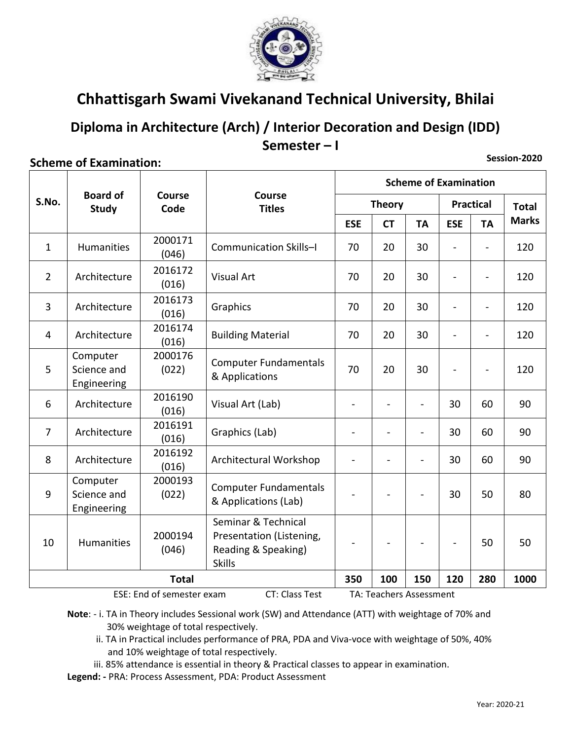# Chhattisgarh Swami Vivekanand Technical University, Bhilai

## Diploma in Architecture (Arch) / Interior Decoration and Design (IDD)

## Semester – I

**Session-2020**

### Scheme of Examination:

| S.No. | Board of Study | Course Code | Course Titles | Scheme of Examination | | | | | |
|---|---|---|---|---|---|---|---|---|---|
| | | | | Theory | | | Practical | | Total Marks |
| | | | | ESE | CT | TA | ESE | TA | |
| 1 | Humanities | 2000171 (046) | Communication Skills–I | 70 | 20 | 30 | - | - | 120 |
| 2 | Architecture | 2016172 (016) | Visual Art | 70 | 20 | 30 | - | - | 120 |
| 3 | Architecture | 2016173 (016) | Graphics | 70 | 20 | 30 | - | - | 120 |
| 4 | Architecture | 2016174 (016) | Building Material | 70 | 20 | 30 | - | - | 120 |
| 5 | Computer Science and Engineering | 2000176 (022) | Computer Fundamentals & Applications | 70 | 20 | 30 | - | - | 120 |
| 6 | Architecture | 2016190 (016) | Visual Art (Lab) | - | - | - | 30 | 60 | 90 |
| 7 | Architecture | 2016191 (016) | Graphics (Lab) | - | - | - | 30 | 60 | 90 |
| 8 | Architecture | 2016192 (016) | Architectural Workshop | - | - | - | 30 | 60 | 90 |
| 9 | Computer Science and Engineering | 2000193 (022) | Computer Fundamentals & Applications (Lab) | - | - | - | 30 | 50 | 80 |
| 10 | Humanities | 2000194 (046) | Seminar & Technical Presentation (Listening, Reading & Speaking) Skills | - | - | - | - | 50 | 50 |
| **Total** | | | | **350** | **100** | **150** | **120** | **280** | **1000** |

ESE: End of semester exam CT: Class Test TA: Teachers Assessment

**Note**: - i. TA in Theory includes Sessional work (SW) and Attendance (ATT) with weightage of 70% and 30% weightage of total respectively.

ii. TA in Practical includes performance of PRA, PDA and Viva-voce with weightage of 50%, 40% and 10% weightage of total respectively.

iii. 85% attendance is essential in theory & Practical classes to appear in examination.

**Legend: -** PRA: Process Assessment, PDA: Product Assessment

Year: 2020-21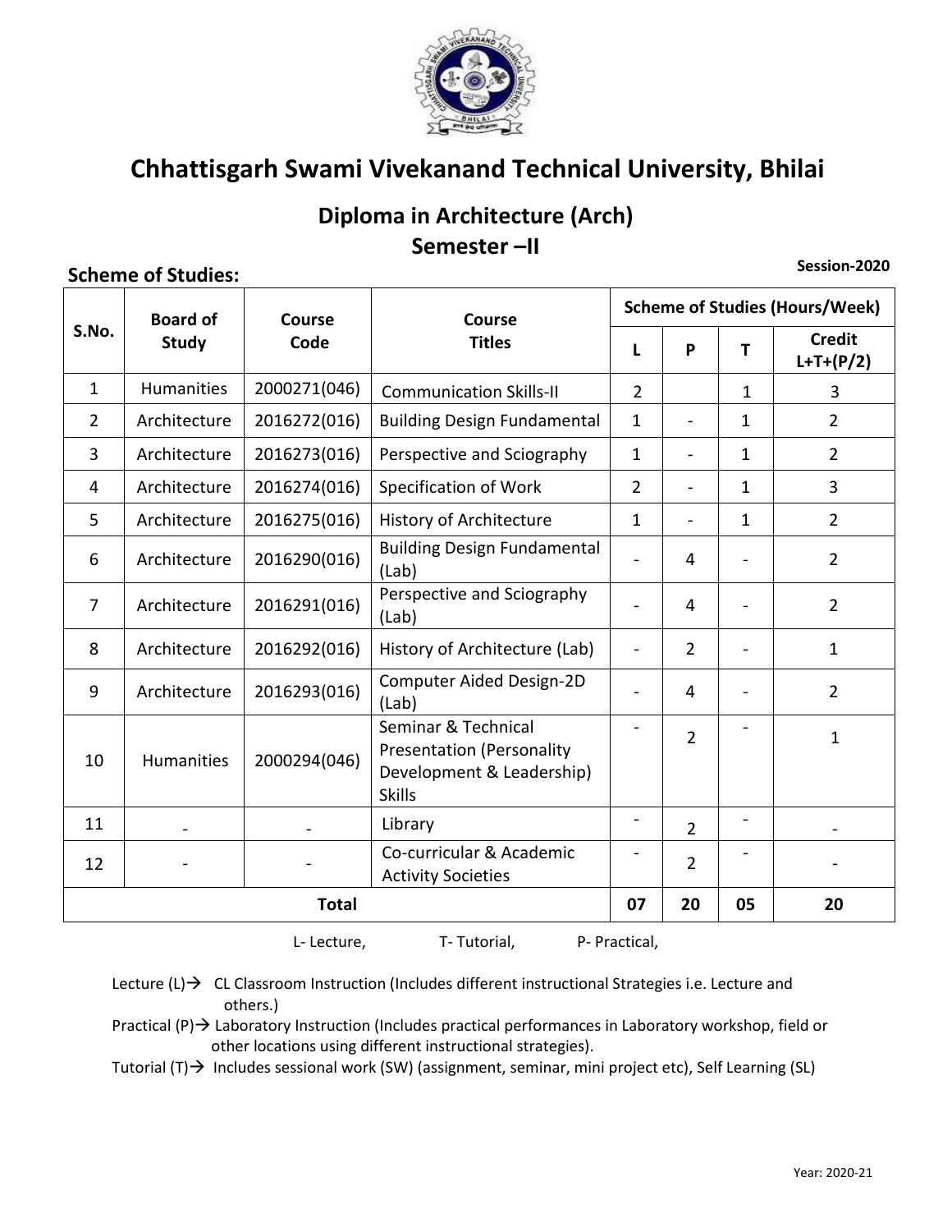# Chhattisgarh Swami Vivekanand Technical University, Bhilai

## Diploma in Architecture (Arch)

## Semester –II

**Session-2020**

**Scheme of Studies:**

| S.No. | Board of Study | Course Code | Course Titles | Scheme of Studies (Hours/Week) | | | |
|---|---|---|---|---|---|---|---|
| | | | | L | P | T | Credit L+T+(P/2) |
| 1 | Humanities | 2000271(046) | Communication Skills-II | 2 | | 1 | 3 |
| 2 | Architecture | 2016272(016) | Building Design Fundamental | 1 | - | 1 | 2 |
| 3 | Architecture | 2016273(016) | Perspective and Sciography | 1 | - | 1 | 2 |
| 4 | Architecture | 2016274(016) | Specification of Work | 2 | - | 1 | 3 |
| 5 | Architecture | 2016275(016) | History of Architecture | 1 | - | 1 | 2 |
| 6 | Architecture | 2016290(016) | Building Design Fundamental (Lab) | - | 4 | - | 2 |
| 7 | Architecture | 2016291(016) | Perspective and Sciography (Lab) | - | 4 | - | 2 |
| 8 | Architecture | 2016292(016) | History of Architecture (Lab) | - | 2 | - | 1 |
| 9 | Architecture | 2016293(016) | Computer Aided Design-2D (Lab) | - | 4 | - | 2 |
| 10 | Humanities | 2000294(046) | Seminar & Technical Presentation (Personality Development & Leadership) Skills | - | 2 | - | 1 |
| 11 | - | - | Library | - | 2 | - | - |
| 12 | - | - | Co-curricular & Academic Activity Societies | - | 2 | - | - |
| **Total** | | | | **07** | **20** | **05** | **20** |

L- Lecture, T- Tutorial, P- Practical,

Lecture (L)→ CL Classroom Instruction (Includes different instructional Strategies i.e. Lecture and others.)

Practical (P)→ Laboratory Instruction (Includes practical performances in Laboratory workshop, field or other locations using different instructional strategies).

Tutorial (T)→ Includes sessional work (SW) (assignment, seminar, mini project etc), Self Learning (SL)

Year: 2020-21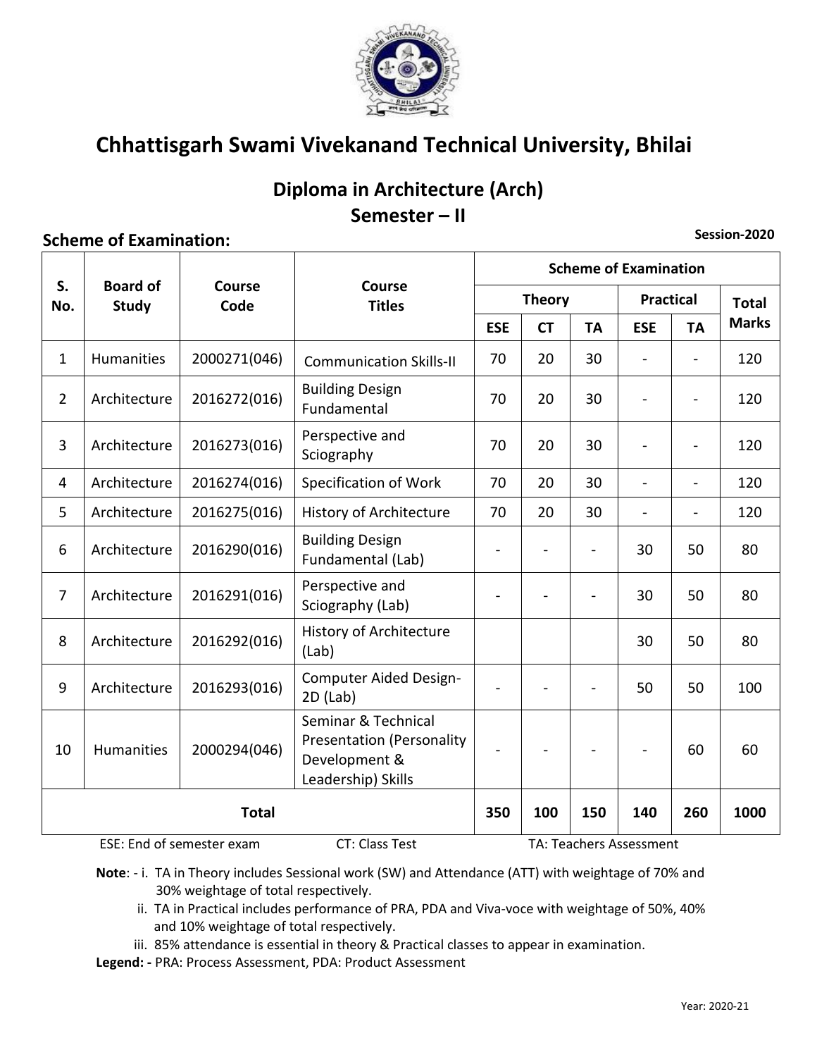# Chhattisgarh Swami Vivekanand Technical University, Bhilai

## Diploma in Architecture (Arch)
## Semester – II

**Scheme of Examination:**

**Session-2020**

| S. No. | Board of Study | Course Code | Course Titles | Scheme of Examination | | | | | |
|---|---|---|---|---|---|---|---|---|---|
| | | | | Theory | | | Practical | | Total Marks |
| | | | | ESE | CT | TA | ESE | TA | |
| 1 | Humanities | 2000271(046) | Communication Skills-II | 70 | 20 | 30 | - | - | 120 |
| 2 | Architecture | 2016272(016) | Building Design Fundamental | 70 | 20 | 30 | - | - | 120 |
| 3 | Architecture | 2016273(016) | Perspective and Sciography | 70 | 20 | 30 | - | - | 120 |
| 4 | Architecture | 2016274(016) | Specification of Work | 70 | 20 | 30 | - | - | 120 |
| 5 | Architecture | 2016275(016) | History of Architecture | 70 | 20 | 30 | - | - | 120 |
| 6 | Architecture | 2016290(016) | Building Design Fundamental (Lab) | - | - | - | 30 | 50 | 80 |
| 7 | Architecture | 2016291(016) | Perspective and Sciography (Lab) | - | - | - | 30 | 50 | 80 |
| 8 | Architecture | 2016292(016) | History of Architecture (Lab) | | | | 30 | 50 | 80 |
| 9 | Architecture | 2016293(016) | Computer Aided Design-2D (Lab) | - | - | - | 50 | 50 | 100 |
| 10 | Humanities | 2000294(046) | Seminar & Technical Presentation (Personality Development & Leadership) Skills | - | - | - | - | 60 | 60 |
| **Total** | | | | **350** | **100** | **150** | **140** | **260** | **1000** |

ESE: End of semester exam CT: Class Test TA: Teachers Assessment

**Note**: - i. TA in Theory includes Sessional work (SW) and Attendance (ATT) with weightage of 70% and 30% weightage of total respectively.

ii. TA in Practical includes performance of PRA, PDA and Viva-voce with weightage of 50%, 40% and 10% weightage of total respectively.

iii. 85% attendance is essential in theory & Practical classes to appear in examination.

**Legend: -** PRA: Process Assessment, PDA: Product Assessment

Year: 2020-21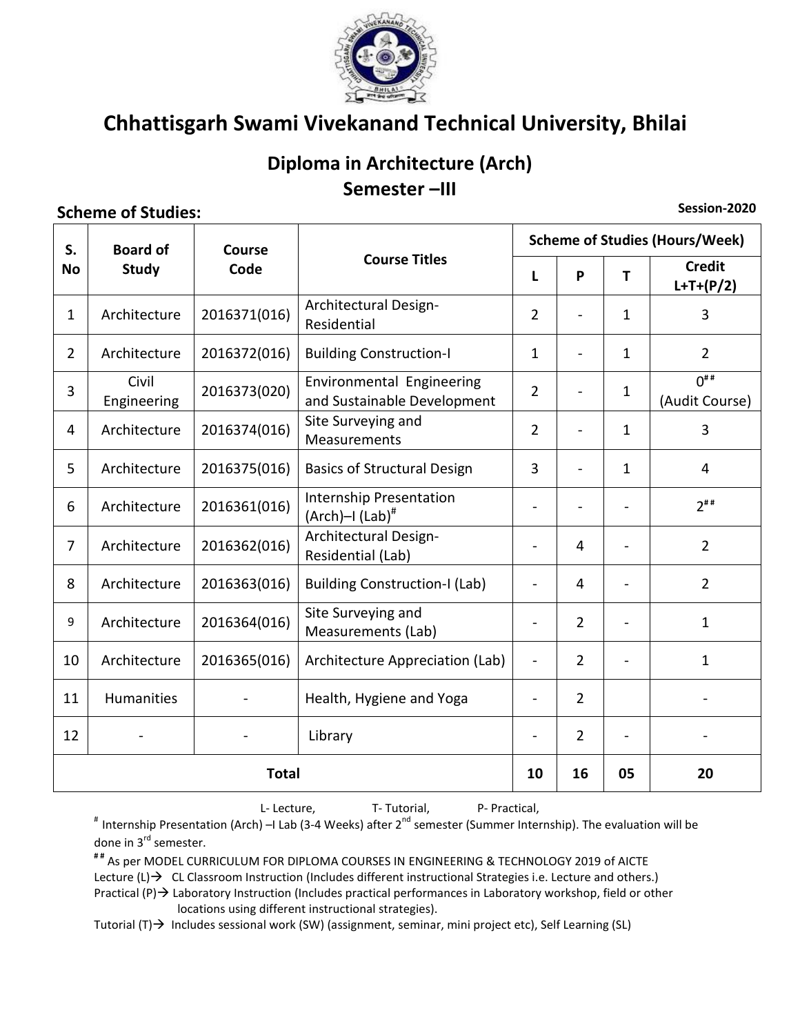# Chhattisgarh Swami Vivekanand Technical University, Bhilai

## Diploma in Architecture (Arch)
## Semester –III

**Scheme of Studies:** **Session-2020**

| S. No | Board of Study | Course Code | Course Titles | Scheme of Studies (Hours/Week) | | | |
|---|---|---|---|---|---|---|---|
| | | | | L | P | T | Credit L+T+(P/2) |
| 1 | Architecture | 2016371(016) | Architectural Design-Residential | 2 | - | 1 | 3 |
| 2 | Architecture | 2016372(016) | Building Construction-I | 1 | - | 1 | 2 |
| 3 | Civil Engineering | 2016373(020) | Environmental Engineering and Sustainable Development | 2 | - | 1 | 0## (Audit Course) |
| 4 | Architecture | 2016374(016) | Site Surveying and Measurements | 2 | - | 1 | 3 |
| 5 | Architecture | 2016375(016) | Basics of Structural Design | 3 | - | 1 | 4 |
| 6 | Architecture | 2016361(016) | Internship Presentation (Arch)–I (Lab)# | - | - | - | 2## |
| 7 | Architecture | 2016362(016) | Architectural Design-Residential (Lab) | - | 4 | - | 2 |
| 8 | Architecture | 2016363(016) | Building Construction-I (Lab) | - | 4 | - | 2 |
| 9 | Architecture | 2016364(016) | Site Surveying and Measurements (Lab) | - | 2 | - | 1 |
| 10 | Architecture | 2016365(016) | Architecture Appreciation (Lab) | - | 2 | - | 1 |
| 11 | Humanities | - | Health, Hygiene and Yoga | - | 2 | | - |
| 12 | - | - | Library | - | 2 | - | - |
| **Total** | | | | **10** | **16** | **05** | **20** |

L- Lecture, T- Tutorial, P- Practical,

# Internship Presentation (Arch) –I Lab (3-4 Weeks) after 2nd semester (Summer Internship). The evaluation will be done in 3rd semester.

## As per MODEL CURRICULUM FOR DIPLOMA COURSES IN ENGINEERING & TECHNOLOGY 2019 of AICTE

Lecture (L)→ CL Classroom Instruction (Includes different instructional Strategies i.e. Lecture and others.)

Practical (P)→ Laboratory Instruction (Includes practical performances in Laboratory workshop, field or other locations using different instructional strategies).

Tutorial (T)→ Includes sessional work (SW) (assignment, seminar, mini project etc), Self Learning (SL)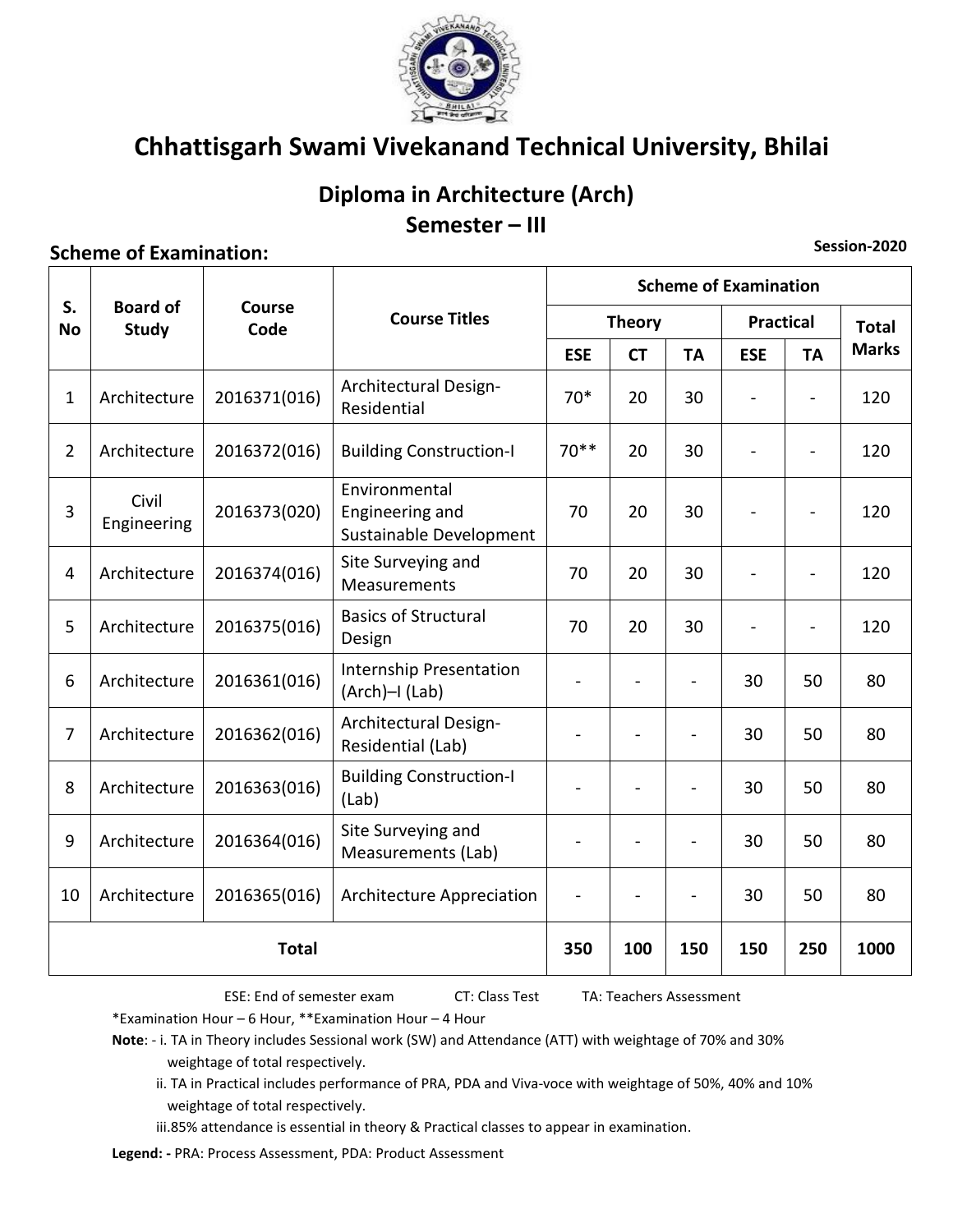# Chhattisgarh Swami Vivekanand Technical University, Bhilai

## Diploma in Architecture (Arch)

## Semester – III

**Scheme of Examination:** **Session-2020**

| S. No | Board of Study | Course Code | Course Titles | Scheme of Examination | | | | | |
|---|---|---|---|---|---|---|---|---|---|
| | | | | Theory | | | Practical | | Total Marks |
| | | | | ESE | CT | TA | ESE | TA | |
| 1 | Architecture | 2016371(016) | Architectural Design-Residential | 70* | 20 | 30 | - | - | 120 |
| 2 | Architecture | 2016372(016) | Building Construction-I | 70** | 20 | 30 | - | - | 120 |
| 3 | Civil Engineering | 2016373(020) | Environmental Engineering and Sustainable Development | 70 | 20 | 30 | - | - | 120 |
| 4 | Architecture | 2016374(016) | Site Surveying and Measurements | 70 | 20 | 30 | - | - | 120 |
| 5 | Architecture | 2016375(016) | Basics of Structural Design | 70 | 20 | 30 | - | - | 120 |
| 6 | Architecture | 2016361(016) | Internship Presentation (Arch)–I (Lab) | - | - | - | 30 | 50 | 80 |
| 7 | Architecture | 2016362(016) | Architectural Design-Residential (Lab) | - | - | - | 30 | 50 | 80 |
| 8 | Architecture | 2016363(016) | Building Construction-I (Lab) | - | - | - | 30 | 50 | 80 |
| 9 | Architecture | 2016364(016) | Site Surveying and Measurements (Lab) | - | - | - | 30 | 50 | 80 |
| 10 | Architecture | 2016365(016) | Architecture Appreciation | - | - | - | 30 | 50 | 80 |
| **Total** | | | | **350** | **100** | **150** | **150** | **250** | **1000** |

ESE: End of semester exam CT: Class Test TA: Teachers Assessment

*Examination Hour – 6 Hour, **Examination Hour – 4 Hour

**Note**: - i. TA in Theory includes Sessional work (SW) and Attendance (ATT) with weightage of 70% and 30% weightage of total respectively.

ii. TA in Practical includes performance of PRA, PDA and Viva-voce with weightage of 50%, 40% and 10% weightage of total respectively.

iii.85% attendance is essential in theory & Practical classes to appear in examination.

**Legend: -** PRA: Process Assessment, PDA: Product Assessment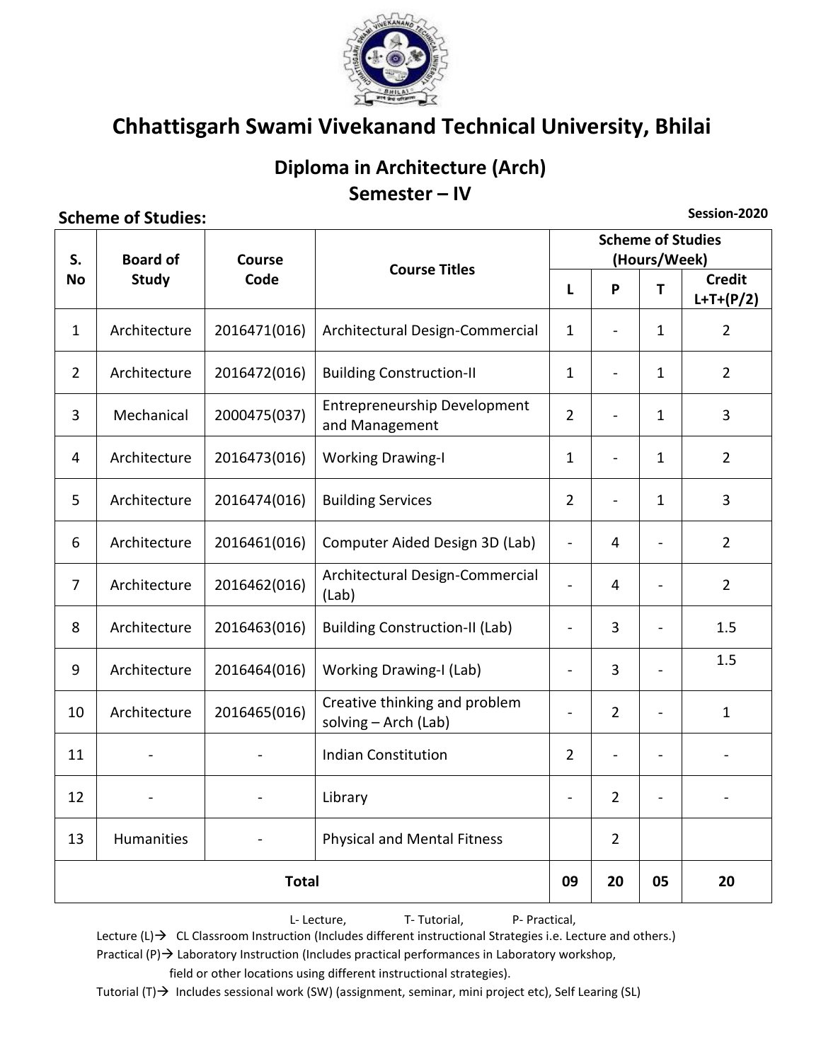# Chhattisgarh Swami Vivekanand Technical University, Bhilai

## Diploma in Architecture (Arch)
## Semester – IV

**Scheme of Studies:** **Session-2020**

| S. No | Board of Study | Course Code | Course Titles | Scheme of Studies (Hours/Week) | | | |
|---|---|---|---|---|---|---|---|
| | | | | L | P | T | Credit L+T+(P/2) |
| 1 | Architecture | 2016471(016) | Architectural Design-Commercial | 1 | - | 1 | 2 |
| 2 | Architecture | 2016472(016) | Building Construction-II | 1 | - | 1 | 2 |
| 3 | Mechanical | 2000475(037) | Entrepreneurship Development and Management | 2 | - | 1 | 3 |
| 4 | Architecture | 2016473(016) | Working Drawing-I | 1 | - | 1 | 2 |
| 5 | Architecture | 2016474(016) | Building Services | 2 | - | 1 | 3 |
| 6 | Architecture | 2016461(016) | Computer Aided Design 3D (Lab) | - | 4 | - | 2 |
| 7 | Architecture | 2016462(016) | Architectural Design-Commercial (Lab) | - | 4 | - | 2 |
| 8 | Architecture | 2016463(016) | Building Construction-II (Lab) | - | 3 | - | 1.5 |
| 9 | Architecture | 2016464(016) | Working Drawing-I (Lab) | - | 3 | - | 1.5 |
| 10 | Architecture | 2016465(016) | Creative thinking and problem solving – Arch (Lab) | - | 2 | - | 1 |
| 11 | - | - | Indian Constitution | 2 | - | - | - |
| 12 | - | - | Library | - | 2 | - | - |
| 13 | Humanities | - | Physical and Mental Fitness | | 2 | | |
| **Total** | | | | **09** | **20** | **05** | **20** |

L- Lecture, T- Tutorial, P- Practical,

Lecture (L)→ CL Classroom Instruction (Includes different instructional Strategies i.e. Lecture and others.)

Practical (P)→ Laboratory Instruction (Includes practical performances in Laboratory workshop, field or other locations using different instructional strategies).

Tutorial (T)→ Includes sessional work (SW) (assignment, seminar, mini project etc), Self Learing (SL)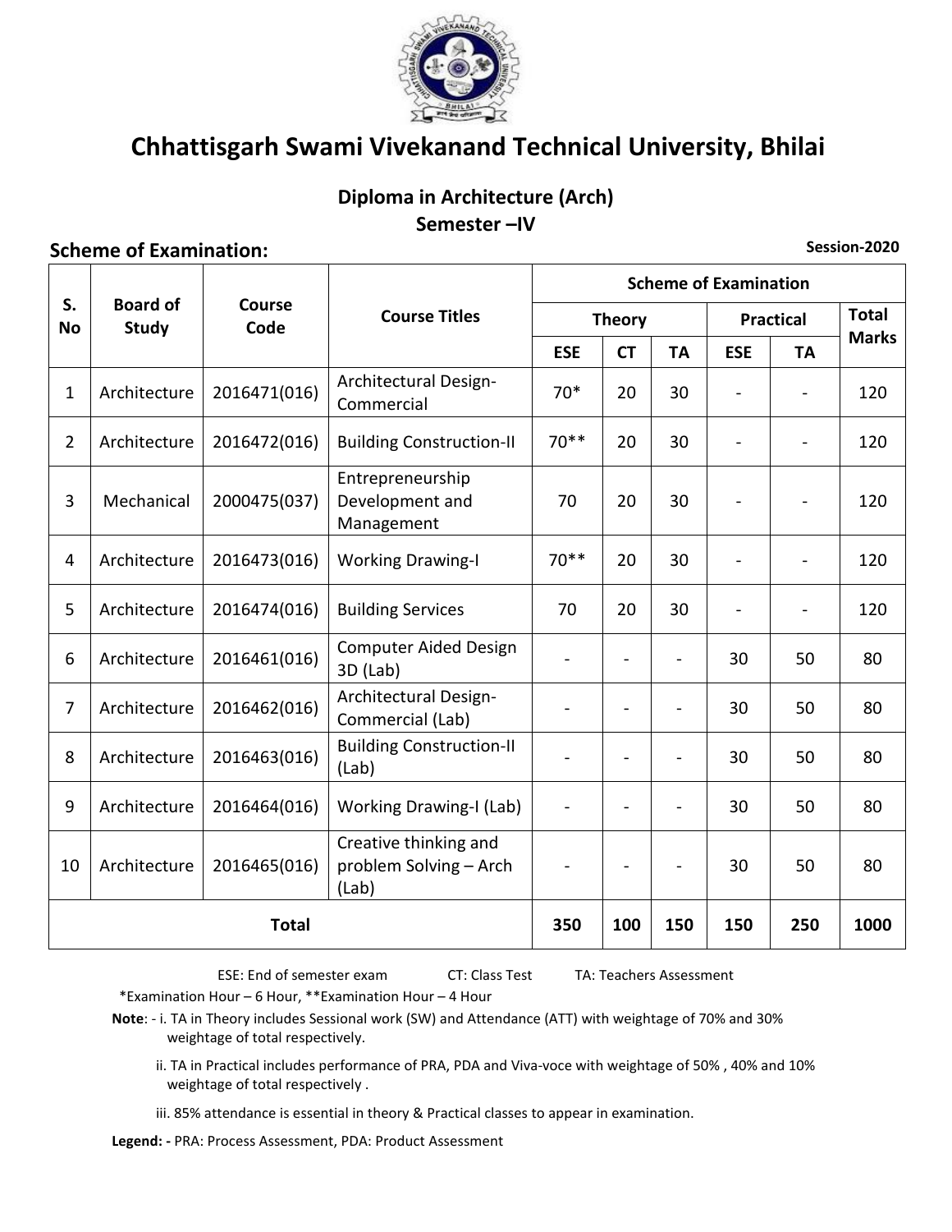# Chhattisgarh Swami Vivekanand Technical University, Bhilai

## Diploma in Architecture (Arch)
## Semester –IV

**Scheme of Examination:** **Session-2020**

| S. No | Board of Study | Course Code | Course Titles | Scheme of Examination | | | | | |
|---|---|---|---|---|---|---|---|---|---|
| | | | | Theory | | | Practical | | Total Marks |
| | | | | ESE | CT | TA | ESE | TA | |
| 1 | Architecture | 2016471(016) | Architectural Design-Commercial | 70* | 20 | 30 | - | - | 120 |
| 2 | Architecture | 2016472(016) | Building Construction-II | 70** | 20 | 30 | - | - | 120 |
| 3 | Mechanical | 2000475(037) | Entrepreneurship Development and Management | 70 | 20 | 30 | - | - | 120 |
| 4 | Architecture | 2016473(016) | Working Drawing-I | 70** | 20 | 30 | - | - | 120 |
| 5 | Architecture | 2016474(016) | Building Services | 70 | 20 | 30 | - | - | 120 |
| 6 | Architecture | 2016461(016) | Computer Aided Design 3D (Lab) | - | - | - | 30 | 50 | 80 |
| 7 | Architecture | 2016462(016) | Architectural Design-Commercial (Lab) | - | - | - | 30 | 50 | 80 |
| 8 | Architecture | 2016463(016) | Building Construction-II (Lab) | - | - | - | 30 | 50 | 80 |
| 9 | Architecture | 2016464(016) | Working Drawing-I (Lab) | - | - | - | 30 | 50 | 80 |
| 10 | Architecture | 2016465(016) | Creative thinking and problem Solving – Arch (Lab) | - | - | - | 30 | 50 | 80 |
| **Total** | | | | **350** | **100** | **150** | **150** | **250** | **1000** |

ESE: End of semester exam CT: Class Test TA: Teachers Assessment

*Examination Hour – 6 Hour, **Examination Hour – 4 Hour

**Note**: - i. TA in Theory includes Sessional work (SW) and Attendance (ATT) with weightage of 70% and 30% weightage of total respectively.

ii. TA in Practical includes performance of PRA, PDA and Viva-voce with weightage of 50% , 40% and 10% weightage of total respectively .

iii. 85% attendance is essential in theory & Practical classes to appear in examination.

**Legend: -** PRA: Process Assessment, PDA: Product Assessment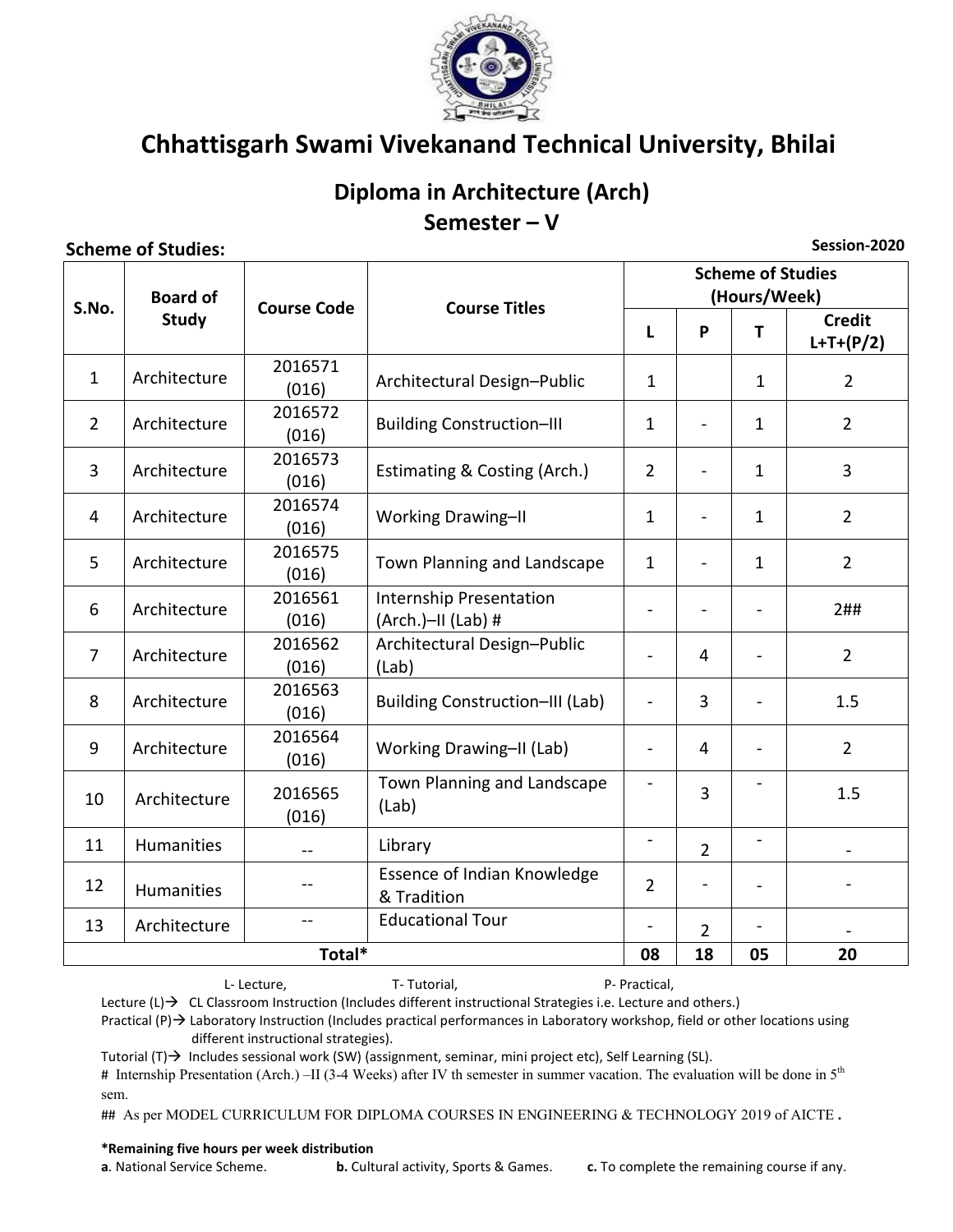# Chhattisgarh Swami Vivekanand Technical University, Bhilai

## Diploma in Architecture (Arch)

## Semester – V

**Scheme of Studies:** **Session-2020**

| S.No. | Board of Study | Course Code | Course Titles | Scheme of Studies (Hours/Week) | | | |
|---|---|---|---|---|---|---|---|
| | | | | L | P | T | Credit L+T+(P/2) |
| 1 | Architecture | 2016571 (016) | Architectural Design–Public | 1 | | 1 | 2 |
| 2 | Architecture | 2016572 (016) | Building Construction–III | 1 | - | 1 | 2 |
| 3 | Architecture | 2016573 (016) | Estimating & Costing (Arch.) | 2 | - | 1 | 3 |
| 4 | Architecture | 2016574 (016) | Working Drawing–II | 1 | - | 1 | 2 |
| 5 | Architecture | 2016575 (016) | Town Planning and Landscape | 1 | - | 1 | 2 |
| 6 | Architecture | 2016561 (016) | Internship Presentation (Arch.)–II (Lab) # | - | - | - | 2## |
| 7 | Architecture | 2016562 (016) | Architectural Design–Public (Lab) | - | 4 | - | 2 |
| 8 | Architecture | 2016563 (016) | Building Construction–III (Lab) | - | 3 | - | 1.5 |
| 9 | Architecture | 2016564 (016) | Working Drawing–II (Lab) | - | 4 | - | 2 |
| 10 | Architecture | 2016565 (016) | Town Planning and Landscape (Lab) | - | 3 | - | 1.5 |
| 11 | Humanities | -- | Library | - | 2 | - | - |
| 12 | Humanities | -- | Essence of Indian Knowledge & Tradition | 2 | - | - | - |
| 13 | Architecture | -- | Educational Tour | - | 2 | - | - |
| **Total*** | | | | **08** | **18** | **05** | **20** |

L- Lecture, T- Tutorial, P- Practical,

Lecture (L)→ CL Classroom Instruction (Includes different instructional Strategies i.e. Lecture and others.)

Practical (P)→ Laboratory Instruction (Includes practical performances in Laboratory workshop, field or other locations using different instructional strategies).

Tutorial (T)→ Includes sessional work (SW) (assignment, seminar, mini project etc), Self Learning (SL).

# Internship Presentation (Arch.) –II (3-4 Weeks) after IV th semester in summer vacation. The evaluation will be done in 5th sem.

## As per MODEL CURRICULUM FOR DIPLOMA COURSES IN ENGINEERING & TECHNOLOGY 2019 of AICTE **.**

**\*Remaining five hours per week distribution**

**a**. National Service Scheme. **b.** Cultural activity, Sports & Games. **c.** To complete the remaining course if any.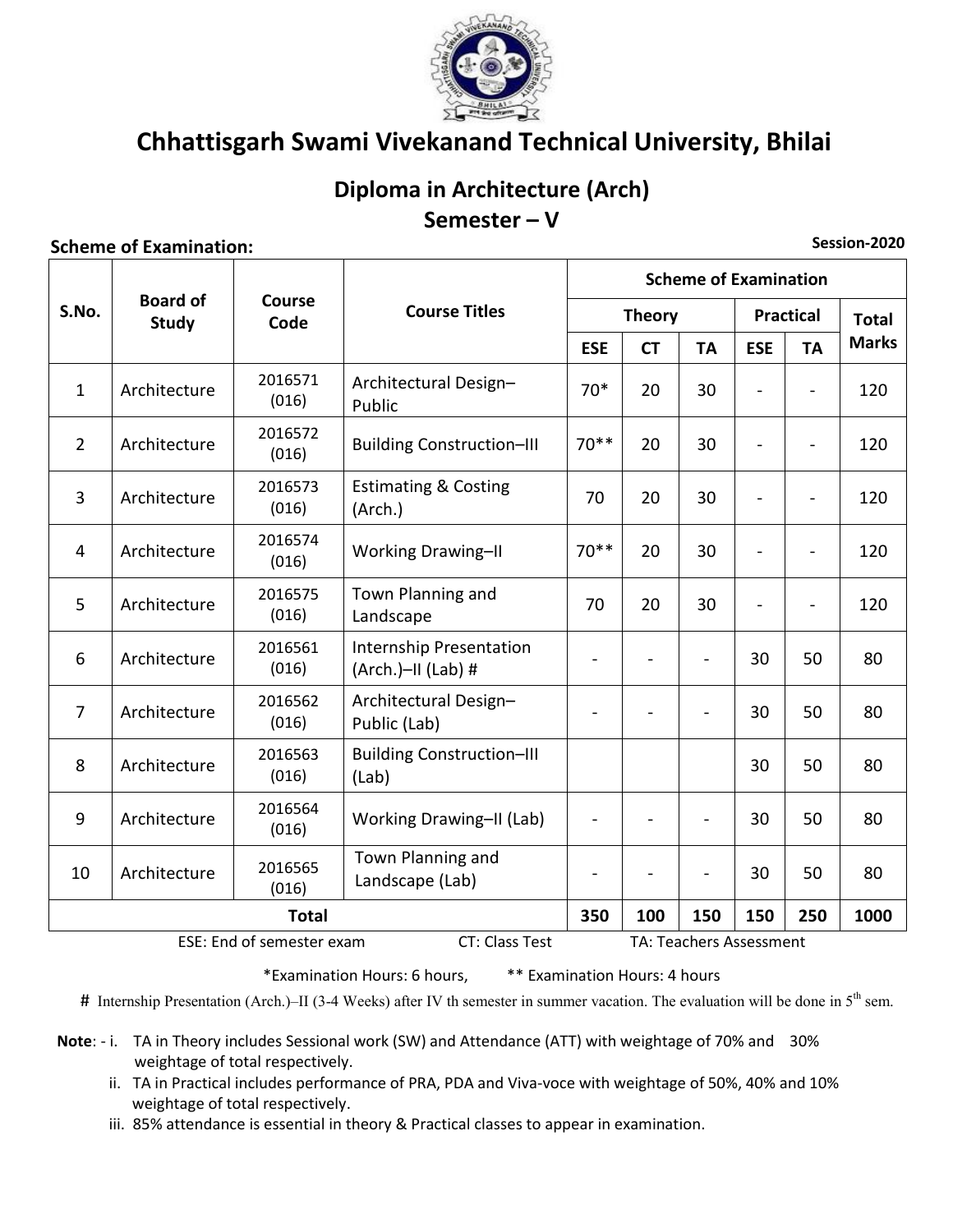# Chhattisgarh Swami Vivekanand Technical University, Bhilai

## Diploma in Architecture (Arch)

## Semester – V

**Scheme of Examination:** **Session-2020**

| S.No. | Board of Study | Course Code | Course Titles | Scheme of Examination | | | | | |
|---|---|---|---|---|---|---|---|---|---|
| | | | | Theory | | | Practical | | Total Marks |
| | | | | ESE | CT | TA | ESE | TA | |
| 1 | Architecture | 2016571 (016) | Architectural Design–Public | 70* | 20 | 30 | - | - | 120 |
| 2 | Architecture | 2016572 (016) | Building Construction–III | 70** | 20 | 30 | - | - | 120 |
| 3 | Architecture | 2016573 (016) | Estimating & Costing (Arch.) | 70 | 20 | 30 | - | - | 120 |
| 4 | Architecture | 2016574 (016) | Working Drawing–II | 70** | 20 | 30 | - | - | 120 |
| 5 | Architecture | 2016575 (016) | Town Planning and Landscape | 70 | 20 | 30 | - | - | 120 |
| 6 | Architecture | 2016561 (016) | Internship Presentation (Arch.)–II (Lab) # | - | - | - | 30 | 50 | 80 |
| 7 | Architecture | 2016562 (016) | Architectural Design–Public (Lab) | - | - | - | 30 | 50 | 80 |
| 8 | Architecture | 2016563 (016) | Building Construction–III (Lab) | | | | 30 | 50 | 80 |
| 9 | Architecture | 2016564 (016) | Working Drawing–II (Lab) | - | - | - | 30 | 50 | 80 |
| 10 | Architecture | 2016565 (016) | Town Planning and Landscape (Lab) | - | - | - | 30 | 50 | 80 |
| | | | **Total** | **350** | **100** | **150** | **150** | **250** | **1000** |

ESE: End of semester exam CT: Class Test TA: Teachers Assessment

*Examination Hours: 6 hours, ** Examination Hours: 4 hours

# Internship Presentation (Arch.)–II (3-4 Weeks) after IV th semester in summer vacation. The evaluation will be done in 5th sem.

**Note**: - i. TA in Theory includes Sessional work (SW) and Attendance (ATT) with weightage of 70% and 30% weightage of total respectively.

ii. TA in Practical includes performance of PRA, PDA and Viva-voce with weightage of 50%, 40% and 10% weightage of total respectively.

iii. 85% attendance is essential in theory & Practical classes to appear in examination.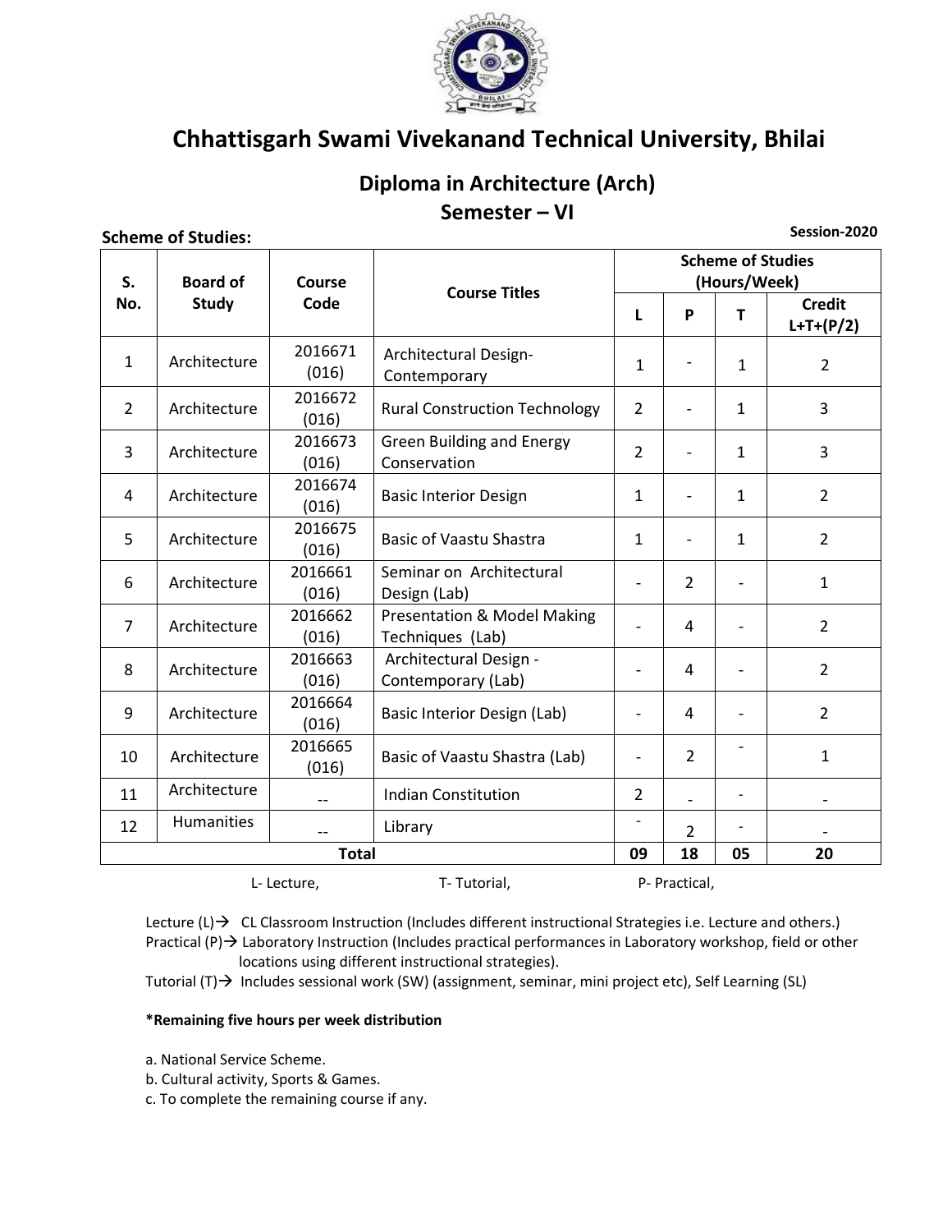# Chhattisgarh Swami Vivekanand Technical University, Bhilai

## Diploma in Architecture (Arch)
## Semester – VI

**Scheme of Studies:** **Session-2020**

| S. No. | Board of Study | Course Code | Course Titles | Scheme of Studies (Hours/Week) | | | |
|---|---|---|---|---|---|---|---|
| | | | | L | P | T | Credit L+T+(P/2) |
| 1 | Architecture | 2016671 (016) | Architectural Design-Contemporary | 1 | - | 1 | 2 |
| 2 | Architecture | 2016672 (016) | Rural Construction Technology | 2 | - | 1 | 3 |
| 3 | Architecture | 2016673 (016) | Green Building and Energy Conservation | 2 | - | 1 | 3 |
| 4 | Architecture | 2016674 (016) | Basic Interior Design | 1 | - | 1 | 2 |
| 5 | Architecture | 2016675 (016) | Basic of Vaastu Shastra | 1 | - | 1 | 2 |
| 6 | Architecture | 2016661 (016) | Seminar on Architectural Design (Lab) | - | 2 | - | 1 |
| 7 | Architecture | 2016662 (016) | Presentation & Model Making Techniques (Lab) | - | 4 | - | 2 |
| 8 | Architecture | 2016663 (016) | Architectural Design - Contemporary (Lab) | - | 4 | - | 2 |
| 9 | Architecture | 2016664 (016) | Basic Interior Design (Lab) | - | 4 | - | 2 |
| 10 | Architecture | 2016665 (016) | Basic of Vaastu Shastra (Lab) | - | 2 | - | 1 |
| 11 | Architecture | -- | Indian Constitution | 2 | - | - | - |
| 12 | Humanities | -- | Library | - | 2 | - | - |
| **Total** | | | | **09** | **18** | **05** | **20** |

L- Lecture, T- Tutorial, P- Practical,

Lecture (L)→ CL Classroom Instruction (Includes different instructional Strategies i.e. Lecture and others.)
Practical (P)→ Laboratory Instruction (Includes practical performances in Laboratory workshop, field or other locations using different instructional strategies).
Tutorial (T)→ Includes sessional work (SW) (assignment, seminar, mini project etc), Self Learning (SL)

**\*Remaining five hours per week distribution**

a. National Service Scheme.
b. Cultural activity, Sports & Games.
c. To complete the remaining course if any.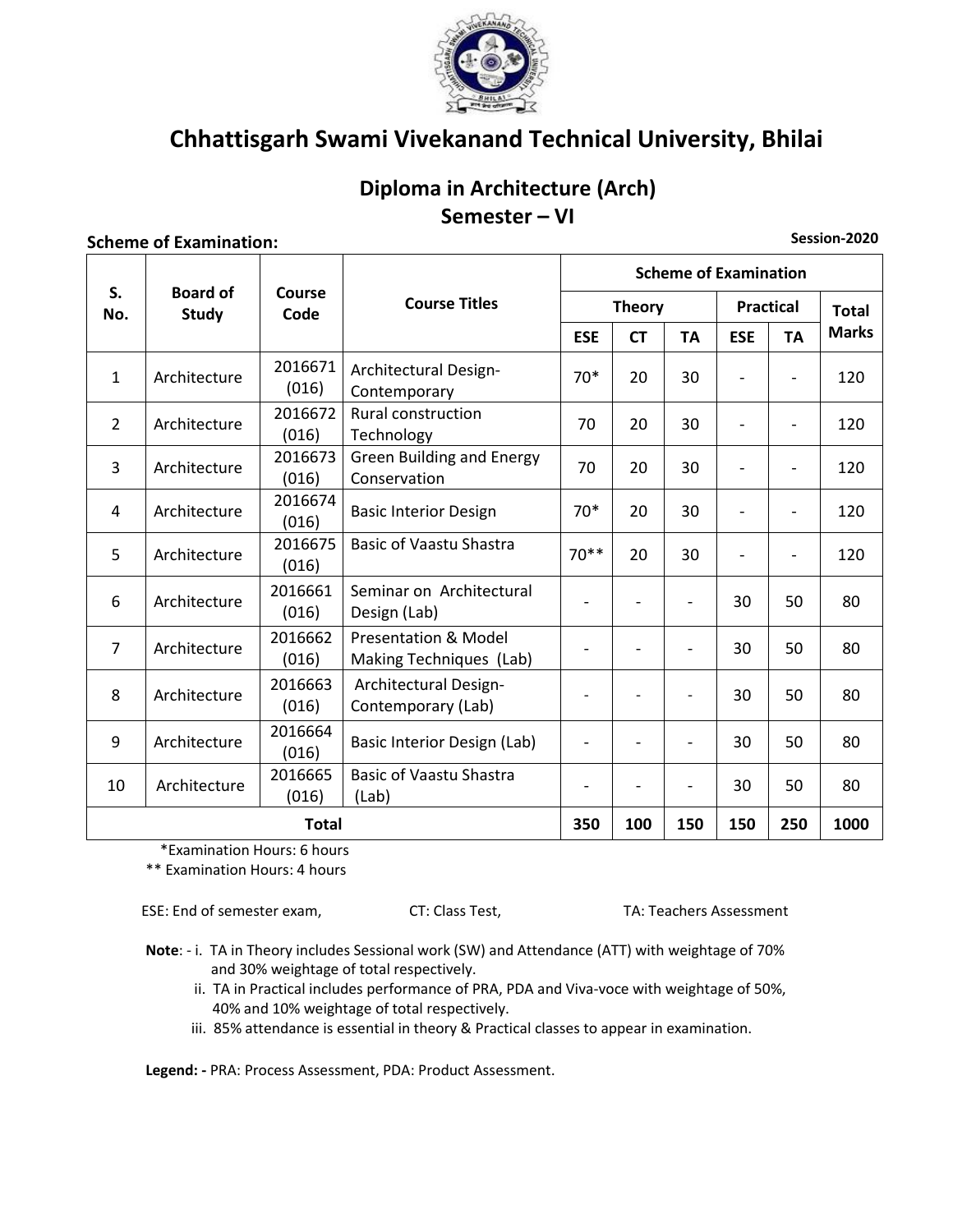# Chhattisgarh Swami Vivekanand Technical University, Bhilai

## Diploma in Architecture (Arch)
## Semester – VI

**Scheme of Examination:** **Session-2020**

| S. No. | Board of Study | Course Code | Course Titles | Scheme of Examination | | | | | |
|---|---|---|---|---|---|---|---|---|---|
| | | | | Theory | | | Practical | | Total Marks |
| | | | | ESE | CT | TA | ESE | TA | |
| 1 | Architecture | 2016671 (016) | Architectural Design-Contemporary | 70* | 20 | 30 | - | - | 120 |
| 2 | Architecture | 2016672 (016) | Rural construction Technology | 70 | 20 | 30 | - | - | 120 |
| 3 | Architecture | 2016673 (016) | Green Building and Energy Conservation | 70 | 20 | 30 | - | - | 120 |
| 4 | Architecture | 2016674 (016) | Basic Interior Design | 70* | 20 | 30 | - | - | 120 |
| 5 | Architecture | 2016675 (016) | Basic of Vaastu Shastra | 70** | 20 | 30 | - | - | 120 |
| 6 | Architecture | 2016661 (016) | Seminar on Architectural Design (Lab) | - | - | - | 30 | 50 | 80 |
| 7 | Architecture | 2016662 (016) | Presentation & Model Making Techniques (Lab) | - | - | - | 30 | 50 | 80 |
| 8 | Architecture | 2016663 (016) | Architectural Design-Contemporary (Lab) | - | - | - | 30 | 50 | 80 |
| 9 | Architecture | 2016664 (016) | Basic Interior Design (Lab) | - | - | - | 30 | 50 | 80 |
| 10 | Architecture | 2016665 (016) | Basic of Vaastu Shastra (Lab) | - | - | - | 30 | 50 | 80 |
| **Total** | | | | **350** | **100** | **150** | **150** | **250** | **1000** |

*Examination Hours: 6 hours

** Examination Hours: 4 hours

ESE: End of semester exam, CT: Class Test, TA: Teachers Assessment

**Note**: - i. TA in Theory includes Sessional work (SW) and Attendance (ATT) with weightage of 70% and 30% weightage of total respectively.

ii. TA in Practical includes performance of PRA, PDA and Viva-voce with weightage of 50%, 40% and 10% weightage of total respectively.

iii. 85% attendance is essential in theory & Practical classes to appear in examination.

**Legend: -** PRA: Process Assessment, PDA: Product Assessment.